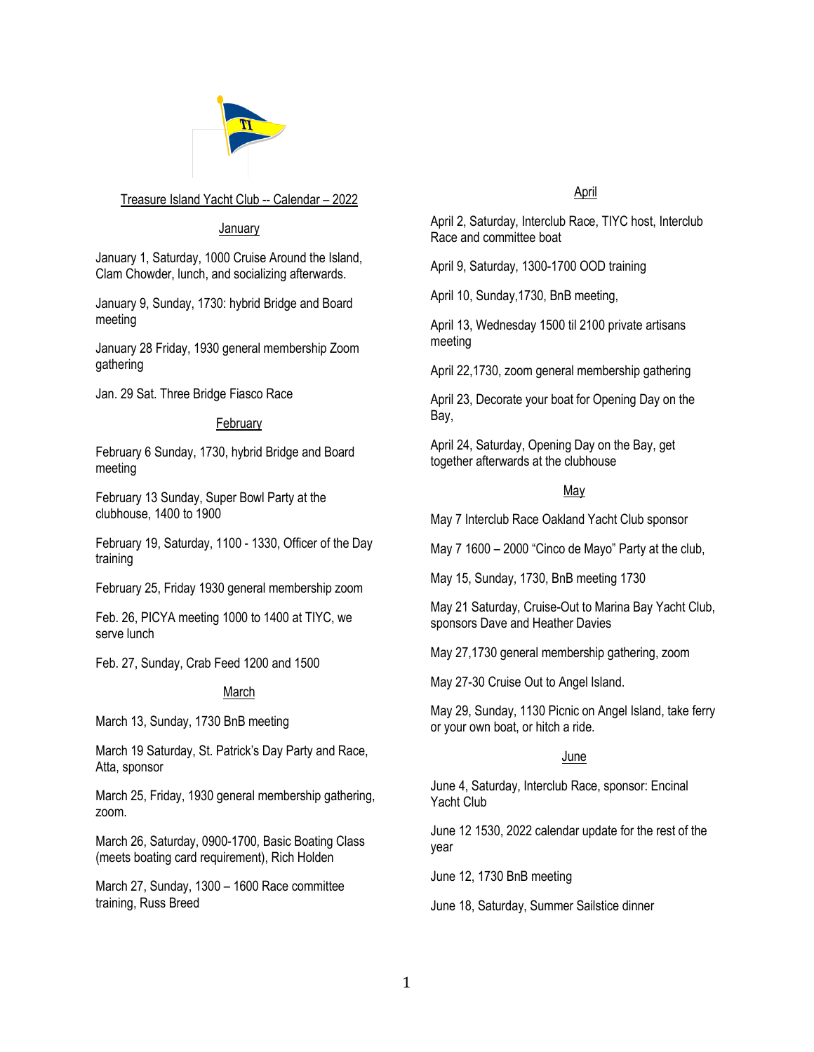# Treasure Island Yacht Club -- Calendar – 2022

## January

January 1, Saturday, 1000 Cruise Around the Island, Clam Chowder, lunch, and socializing afterwards.

January 9, Sunday, 1730: hybrid Bridge and Board meeting

January 28 Friday, 1930 general membership Zoom gathering

Jan. 29 Sat. Three Bridge Fiasco Race

## February

February 6 Sunday, 1730, hybrid Bridge and Board meeting

February 13 Sunday, Super Bowl Party at the clubhouse, 1400 to 1900

February 19, Saturday, 1100 - 1330, Officer of the Day training

February 25, Friday 1930 general membership zoom

Feb. 26, PICYA meeting 1000 to 1400 at TIYC, we serve lunch

Feb. 27, Sunday, Crab Feed 1200 and 1500

## March

March 13, Sunday, 1730 BnB meeting

March 19 Saturday, St. Patrick's Day Party and Race, Atta, sponsor

March 25, Friday, 1930 general membership gathering, zoom.

March 26, Saturday, 0900-1700, Basic Boating Class (meets boating card requirement), Rich Holden

March 27, Sunday, 1300 – 1600 Race committee training, Russ Breed

## April

April 2, Saturday, Interclub Race, TIYC host, Interclub Race and committee boat

April 9, Saturday, 1300-1700 OOD training

April 10, Sunday,1730, BnB meeting,

April 13, Wednesday 1500 til 2100 private artisans meeting

April 22,1730, zoom general membership gathering

April 23, Decorate your boat for Opening Day on the Bay,

April 24, Saturday, Opening Day on the Bay, get together afterwards at the clubhouse

## May

May 7 Interclub Race Oakland Yacht Club sponsor

May 7 1600 – 2000 "Cinco de Mayo" Party at the club,

May 15, Sunday, 1730, BnB meeting 1730

May 21 Saturday, Cruise-Out to Marina Bay Yacht Club, sponsors Dave and Heather Davies

May 27,1730 general membership gathering, zoom

May 27-30 Cruise Out to Angel Island.

May 29, Sunday, 1130 Picnic on Angel Island, take ferry or your own boat, or hitch a ride.

## June

June 4, Saturday, Interclub Race, sponsor: Encinal Yacht Club

June 12 1530, 2022 calendar update for the rest of the year

June 12, 1730 BnB meeting

June 18, Saturday, Summer Sailstice dinner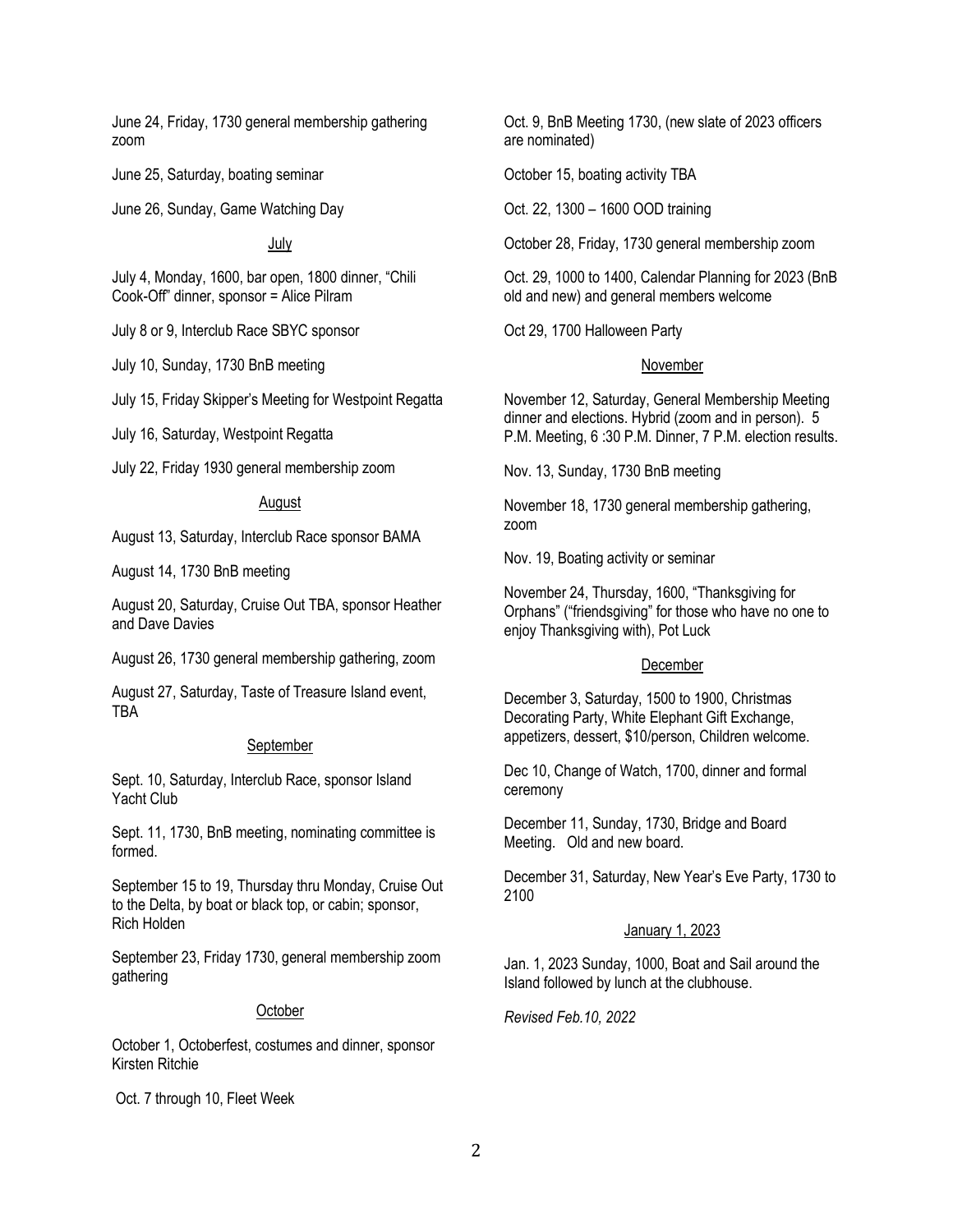June 24, Friday, 1730 general membership gathering zoom

June 25, Saturday, boating seminar

June 26, Sunday, Game Watching Day

## July

July 4, Monday, 1600, bar open, 1800 dinner, "Chili Cook-Off" dinner, sponsor = Alice Pilram

July 8 or 9, Interclub Race SBYC sponsor

July 10, Sunday, 1730 BnB meeting

July 15, Friday Skipper's Meeting for Westpoint Regatta

July 16, Saturday, Westpoint Regatta

July 22, Friday 1930 general membership zoom

## August

August 13, Saturday, Interclub Race sponsor BAMA

August 14, 1730 BnB meeting

August 20, Saturday, Cruise Out TBA, sponsor Heather and Dave Davies

August 26, 1730 general membership gathering, zoom

August 27, Saturday, Taste of Treasure Island event, TBA

## September

Sept. 10, Saturday, Interclub Race, sponsor Island Yacht Club

Sept. 11, 1730, BnB meeting, nominating committee is formed.

September 15 to 19, Thursday thru Monday, Cruise Out to the Delta, by boat or black top, or cabin; sponsor, Rich Holden

September 23, Friday 1730, general membership zoom gathering

## October

October 1, Octoberfest, costumes and dinner, sponsor Kirsten Ritchie

Oct. 7 through 10, Fleet Week

Oct. 9, BnB Meeting 1730, (new slate of 2023 officers are nominated)

October 15, boating activity TBA

Oct. 22, 1300 – 1600 OOD training

October 28, Friday, 1730 general membership zoom

Oct. 29, 1000 to 1400, Calendar Planning for 2023 (BnB old and new) and general members welcome

Oct 29, 1700 Halloween Party

## November

November 12, Saturday, General Membership Meeting dinner and elections. Hybrid (zoom and in person). 5 P.M. Meeting, 6 :30 P.M. Dinner, 7 P.M. election results.

Nov. 13, Sunday, 1730 BnB meeting

November 18, 1730 general membership gathering, zoom

Nov. 19, Boating activity or seminar

November 24, Thursday, 1600, "Thanksgiving for Orphans" ("friendsgiving" for those who have no one to enjoy Thanksgiving with), Pot Luck

## December

December 3, Saturday, 1500 to 1900, Christmas Decorating Party, White Elephant Gift Exchange, appetizers, dessert, $10/person, Children welcome.

Dec 10, Change of Watch, 1700, dinner and formal ceremony

December 11, Sunday, 1730, Bridge and Board Meeting. Old and new board.

December 31, Saturday, New Year's Eve Party, 1730 to 2100

## January 1, 2023

Jan. 1, 2023 Sunday, 1000, Boat and Sail around the Island followed by lunch at the clubhouse.

*Revised Feb.10, 2022*